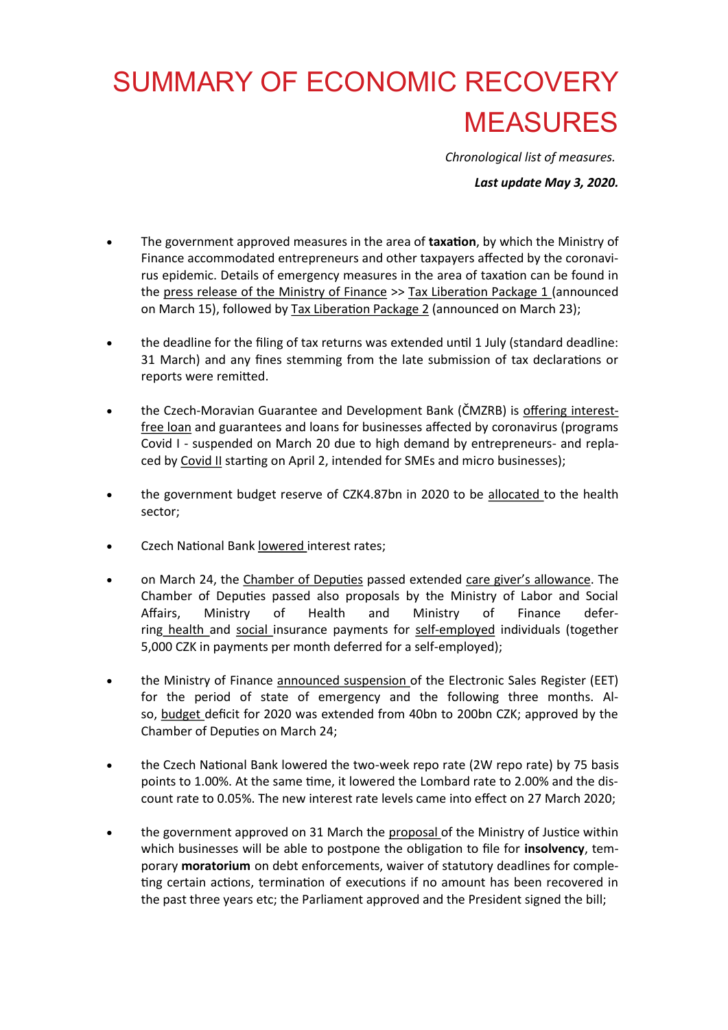# SUMMARY OF ECONOMIC RECOVERY MEASURES

*Chronological list of measures.*

***Last update May 3, 2020.***

- The government approved measures in the area of **taxation**, by which the Ministry of Finance accommodated entrepreneurs and other taxpayers affected by the coronavirus epidemic. Details of emergency measures in the area of taxation can be found in the press release of the Ministry of Finance >> Tax Liberation Package 1 (announced on March 15), followed by Tax Liberation Package 2 (announced on March 23);

- the deadline for the filing of tax returns was extended until 1 July (standard deadline: 31 March) and any fines stemming from the late submission of tax declarations or reports were remitted.

- the Czech-Moravian Guarantee and Development Bank (ČMZRB) is offering interest-free loan and guarantees and loans for businesses affected by coronavirus (programs Covid I - suspended on March 20 due to high demand by entrepreneurs- and replaced by Covid II starting on April 2, intended for SMEs and micro businesses);

- the government budget reserve of CZK4.87bn in 2020 to be allocated to the health sector;

- Czech National Bank lowered interest rates;

- on March 24, the Chamber of Deputies passed extended care giver's allowance. The Chamber of Deputies passed also proposals by the Ministry of Labor and Social Affairs, Ministry of Health and Ministry of Finance deferring health and social insurance payments for self-employed individuals (together 5,000 CZK in payments per month deferred for a self-employed);

- the Ministry of Finance announced suspension of the Electronic Sales Register (EET) for the period of state of emergency and the following three months. Also, budget deficit for 2020 was extended from 40bn to 200bn CZK; approved by the Chamber of Deputies on March 24;

- the Czech National Bank lowered the two-week repo rate (2W repo rate) by 75 basis points to 1.00%. At the same time, it lowered the Lombard rate to 2.00% and the discount rate to 0.05%. The new interest rate levels came into effect on 27 March 2020;

- the government approved on 31 March the proposal of the Ministry of Justice within which businesses will be able to postpone the obligation to file for **insolvency**, temporary **moratorium** on debt enforcements, waiver of statutory deadlines for completing certain actions, termination of executions if no amount has been recovered in the past three years etc; the Parliament approved and the President signed the bill;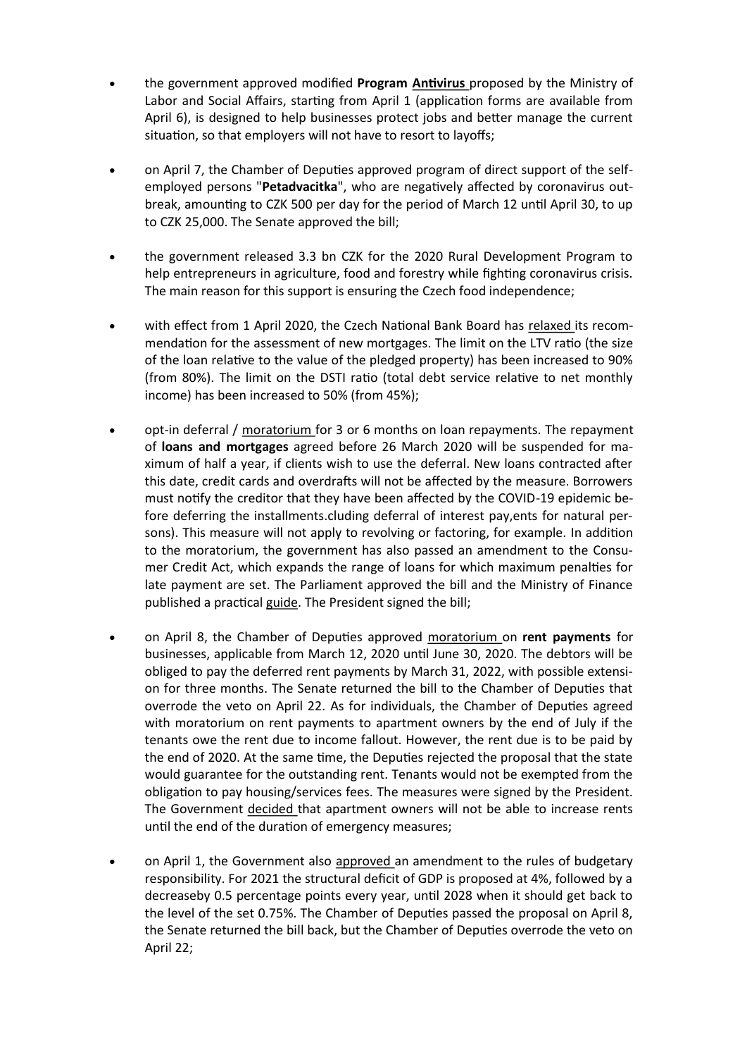- the government approved modified **Program Antivirus** proposed by the Ministry of Labor and Social Affairs, starting from April 1 (application forms are available from April 6), is designed to help businesses protect jobs and better manage the current situation, so that employers will not have to resort to layoffs;

- on April 7, the Chamber of Deputies approved program of direct support of the self-employed persons "**Petadvacitka**", who are negatively affected by coronavirus outbreak, amounting to CZK 500 per day for the period of March 12 until April 30, to up to CZK 25,000. The Senate approved the bill;

- the government released 3.3 bn CZK for the 2020 Rural Development Program to help entrepreneurs in agriculture, food and forestry while fighting coronavirus crisis. The main reason for this support is ensuring the Czech food independence;

- with effect from 1 April 2020, the Czech National Bank Board has relaxed its recommendation for the assessment of new mortgages. The limit on the LTV ratio (the size of the loan relative to the value of the pledged property) has been increased to 90% (from 80%). The limit on the DSTI ratio (total debt service relative to net monthly income) has been increased to 50% (from 45%);

- opt-in deferral / moratorium for 3 or 6 months on loan repayments. The repayment of **loans and mortgages** agreed before 26 March 2020 will be suspended for maximum of half a year, if clients wish to use the deferral. New loans contracted after this date, credit cards and overdrafts will not be affected by the measure. Borrowers must notify the creditor that they have been affected by the COVID-19 epidemic before deferring the installments.cluding deferral of interest pay,ents for natural persons). This measure will not apply to revolving or factoring, for example. In addition to the moratorium, the government has also passed an amendment to the Consumer Credit Act, which expands the range of loans for which maximum penalties for late payment are set. The Parliament approved the bill and the Ministry of Finance published a practical guide. The President signed the bill;

- on April 8, the Chamber of Deputies approved moratorium on **rent payments** for businesses, applicable from March 12, 2020 until June 30, 2020. The debtors will be obliged to pay the deferred rent payments by March 31, 2022, with possible extension for three months. The Senate returned the bill to the Chamber of Deputies that overrode the veto on April 22. As for individuals, the Chamber of Deputies agreed with moratorium on rent payments to apartment owners by the end of July if the tenants owe the rent due to income fallout. However, the rent due is to be paid by the end of 2020. At the same time, the Deputies rejected the proposal that the state would guarantee for the outstanding rent. Tenants would not be exempted from the obligation to pay housing/services fees. The measures were signed by the President. The Government decided that apartment owners will not be able to increase rents until the end of the duration of emergency measures;

- on April 1, the Government also approved an amendment to the rules of budgetary responsibility. For 2021 the structural deficit of GDP is proposed at 4%, followed by a decreaseby 0.5 percentage points every year, until 2028 when it should get back to the level of the set 0.75%. The Chamber of Deputies passed the proposal on April 8, the Senate returned the bill back, but the Chamber of Deputies overrode the veto on April 22;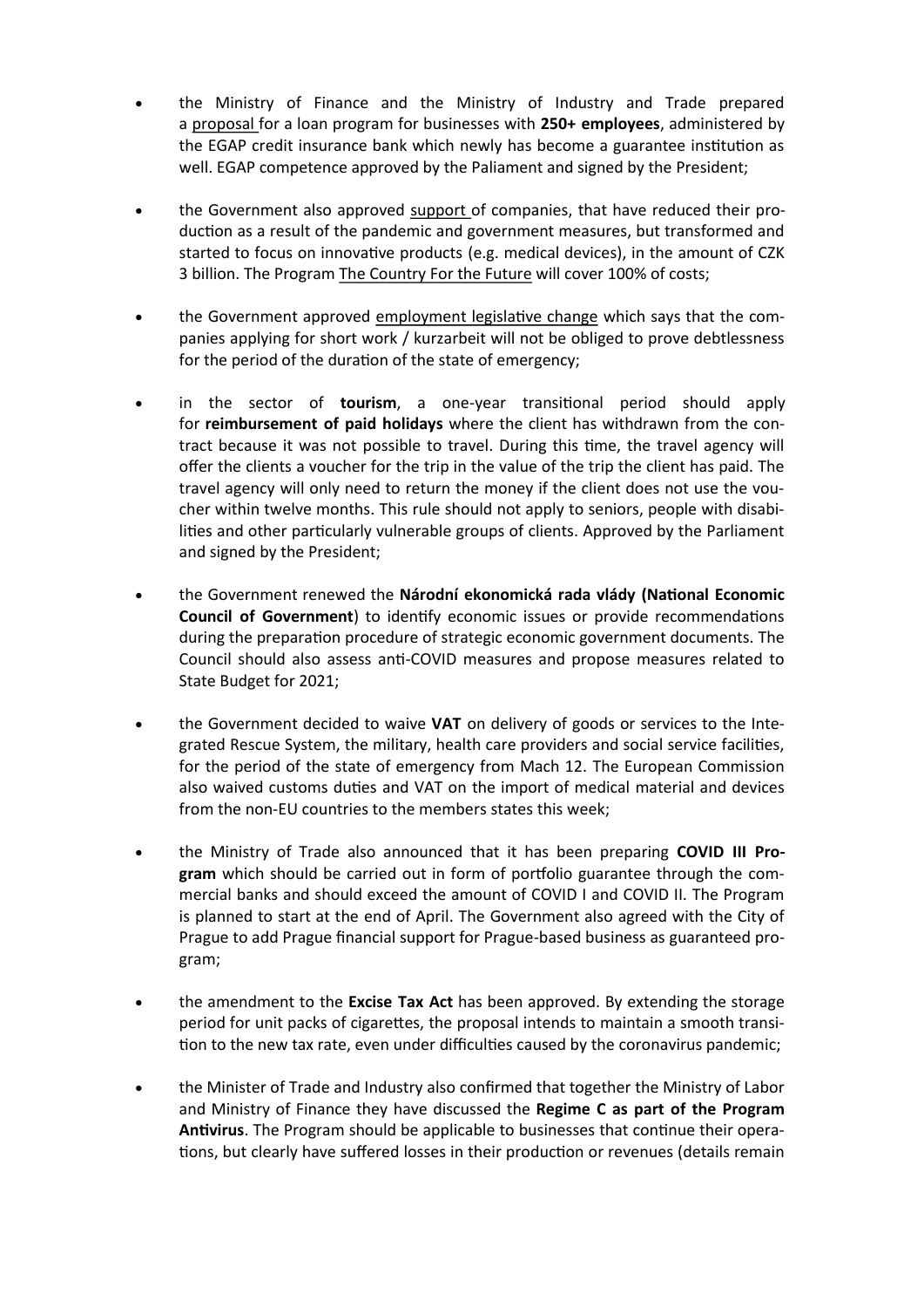- the Ministry of Finance and the Ministry of Industry and Trade prepared a proposal for a loan program for businesses with **250+ employees**, administered by the EGAP credit insurance bank which newly has become a guarantee institution as well. EGAP competence approved by the Paliament and signed by the President;

- the Government also approved support of companies, that have reduced their production as a result of the pandemic and government measures, but transformed and started to focus on innovative products (e.g. medical devices), in the amount of CZK 3 billion. The Program The Country For the Future will cover 100% of costs;

- the Government approved employment legislative change which says that the companies applying for short work / kurzarbeit will not be obliged to prove debtlessness for the period of the duration of the state of emergency;

- in the sector of **tourism**, a one-year transitional period should apply for **reimbursement of paid holidays** where the client has withdrawn from the contract because it was not possible to travel. During this time, the travel agency will offer the clients a voucher for the trip in the value of the trip the client has paid. The travel agency will only need to return the money if the client does not use the voucher within twelve months. This rule should not apply to seniors, people with disabilities and other particularly vulnerable groups of clients. Approved by the Parliament and signed by the President;

- the Government renewed the **Národní ekonomická rada vlády (National Economic Council of Government**) to identify economic issues or provide recommendations during the preparation procedure of strategic economic government documents. The Council should also assess anti-COVID measures and propose measures related to State Budget for 2021;

- the Government decided to waive **VAT** on delivery of goods or services to the Integrated Rescue System, the military, health care providers and social service facilities, for the period of the state of emergency from Mach 12. The European Commission also waived customs duties and VAT on the import of medical material and devices from the non-EU countries to the members states this week;

- the Ministry of Trade also announced that it has been preparing **COVID III Program** which should be carried out in form of portfolio guarantee through the commercial banks and should exceed the amount of COVID I and COVID II. The Program is planned to start at the end of April. The Government also agreed with the City of Prague to add Prague financial support for Prague-based business as guaranteed program;

- the amendment to the **Excise Tax Act** has been approved. By extending the storage period for unit packs of cigarettes, the proposal intends to maintain a smooth transition to the new tax rate, even under difficulties caused by the coronavirus pandemic;

- the Minister of Trade and Industry also confirmed that together the Ministry of Labor and Ministry of Finance they have discussed the **Regime C as part of the Program Antivirus**. The Program should be applicable to businesses that continue their operations, but clearly have suffered losses in their production or revenues (details remain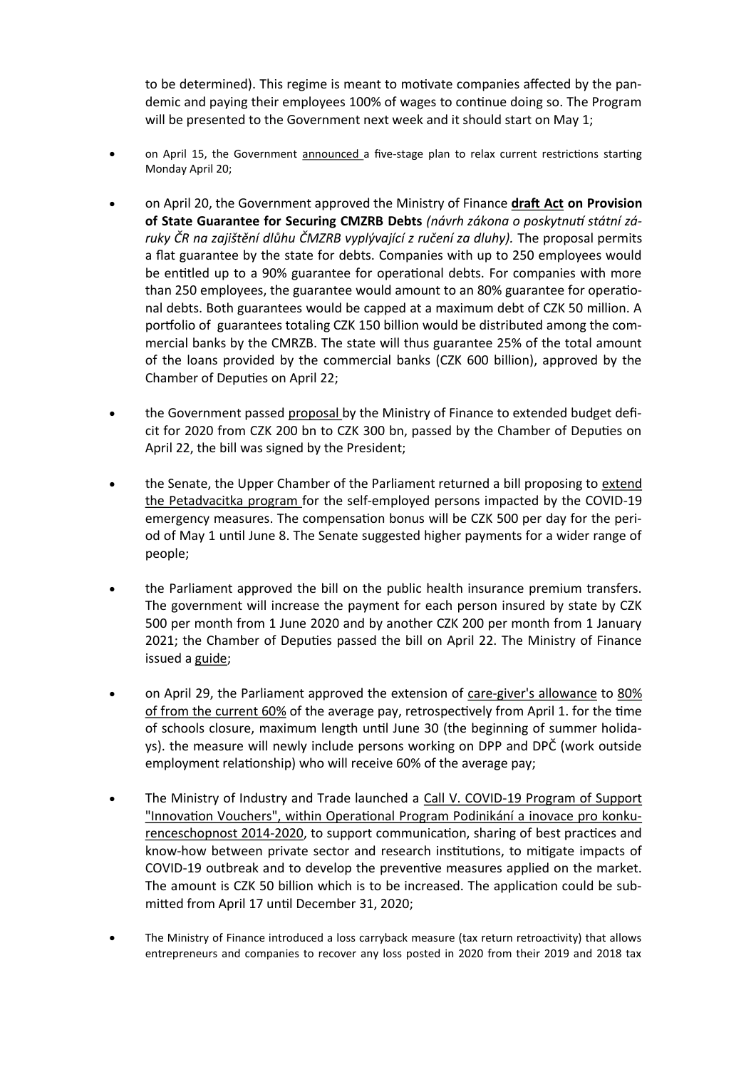to be determined). This regime is meant to motivate companies affected by the pandemic and paying their employees 100% of wages to continue doing so. The Program will be presented to the Government next week and it should start on May 1;

- on April 15, the Government announced a five-stage plan to relax current restrictions starting Monday April 20;

- on April 20, the Government approved the Ministry of Finance **draft Act on Provision of State Guarantee for Securing CMZRB Debts** *(návrh zákona o poskytnutí státní záruky ČR na zajištění dlůhu ČMZRB vyplývající z ručení za dluhy).* The proposal permits a flat guarantee by the state for debts. Companies with up to 250 employees would be entitled up to a 90% guarantee for operational debts. For companies with more than 250 employees, the guarantee would amount to an 80% guarantee for operational debts. Both guarantees would be capped at a maximum debt of CZK 50 million. A portfolio of guarantees totaling CZK 150 billion would be distributed among the commercial banks by the CMRZB. The state will thus guarantee 25% of the total amount of the loans provided by the commercial banks (CZK 600 billion), approved by the Chamber of Deputies on April 22;

- the Government passed proposal by the Ministry of Finance to extended budget deficit for 2020 from CZK 200 bn to CZK 300 bn, passed by the Chamber of Deputies on April 22, the bill was signed by the President;

- the Senate, the Upper Chamber of the Parliament returned a bill proposing to extend the Petadvacitka program for the self-employed persons impacted by the COVID-19 emergency measures. The compensation bonus will be CZK 500 per day for the period of May 1 until June 8. The Senate suggested higher payments for a wider range of people;

- the Parliament approved the bill on the public health insurance premium transfers. The government will increase the payment for each person insured by state by CZK 500 per month from 1 June 2020 and by another CZK 200 per month from 1 January 2021; the Chamber of Deputies passed the bill on April 22. The Ministry of Finance issued a guide;

- on April 29, the Parliament approved the extension of care-giver's allowance to 80% of from the current 60% of the average pay, retrospectively from April 1. for the time of schools closure, maximum length until June 30 (the beginning of summer holidays). the measure will newly include persons working on DPP and DPČ (work outside employment relationship) who will receive 60% of the average pay;

- The Ministry of Industry and Trade launched a Call V. COVID-19 Program of Support "Innovation Vouchers", within Operational Program Podinikání a inovace pro konkurenceschopnost 2014-2020, to support communication, sharing of best practices and know-how between private sector and research institutions, to mitigate impacts of COVID-19 outbreak and to develop the preventive measures applied on the market. The amount is CZK 50 billion which is to be increased. The application could be submitted from April 17 until December 31, 2020;

- The Ministry of Finance introduced a loss carryback measure (tax return retroactivity) that allows entrepreneurs and companies to recover any loss posted in 2020 from their 2019 and 2018 tax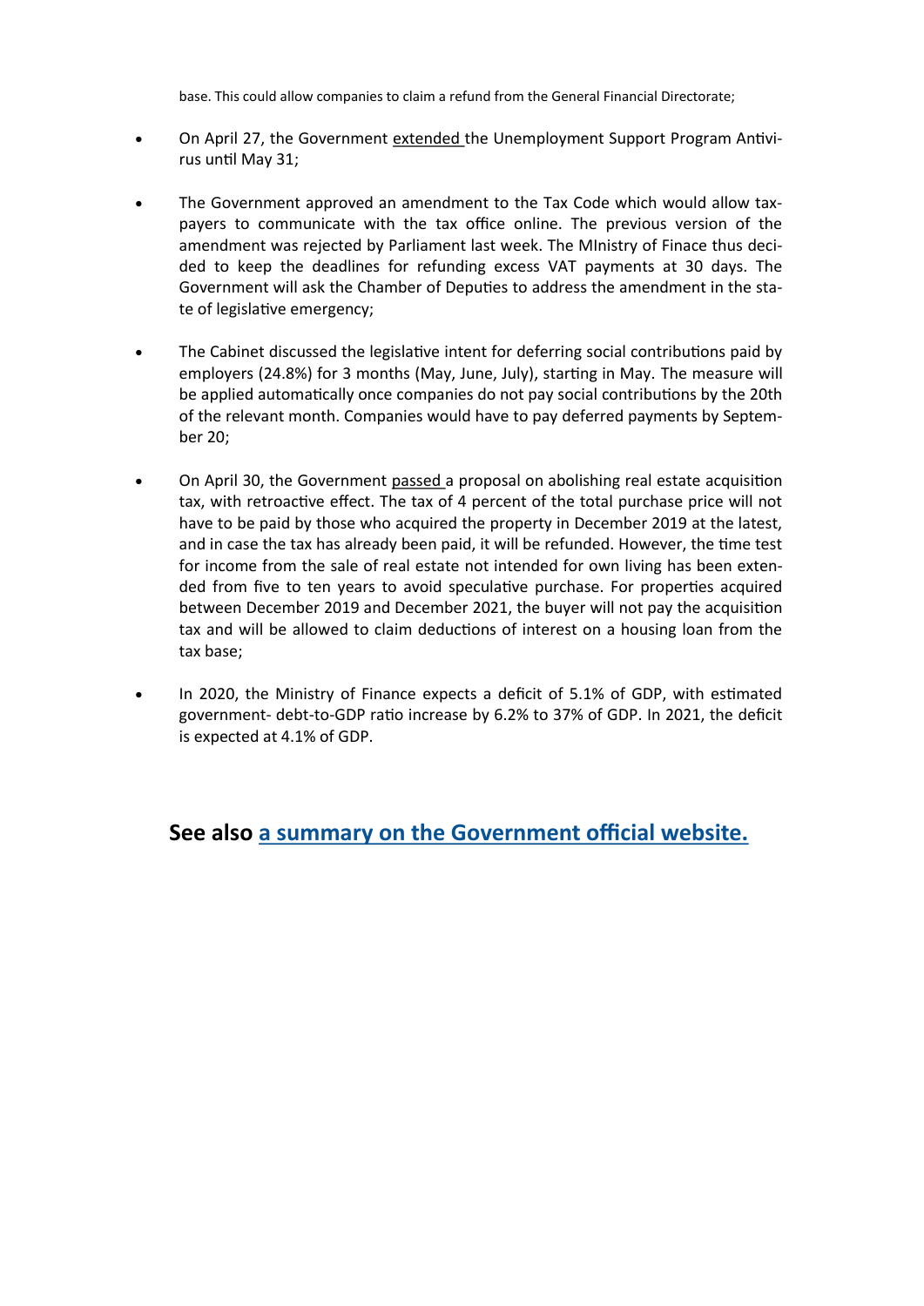base. This could allow companies to claim a refund from the General Financial Directorate;

- On April 27, the Government extended the Unemployment Support Program Antivirus until May 31;

- The Government approved an amendment to the Tax Code which would allow taxpayers to communicate with the tax office online. The previous version of the amendment was rejected by Parliament last week. The MInistry of Finace thus decided to keep the deadlines for refunding excess VAT payments at 30 days. The Government will ask the Chamber of Deputies to address the amendment in the state of legislative emergency;

- The Cabinet discussed the legislative intent for deferring social contributions paid by employers (24.8%) for 3 months (May, June, July), starting in May. The measure will be applied automatically once companies do not pay social contributions by the 20th of the relevant month. Companies would have to pay deferred payments by September 20;

- On April 30, the Government passed a proposal on abolishing real estate acquisition tax, with retroactive effect. The tax of 4 percent of the total purchase price will not have to be paid by those who acquired the property in December 2019 at the latest, and in case the tax has already been paid, it will be refunded. However, the time test for income from the sale of real estate not intended for own living has been extended from five to ten years to avoid speculative purchase. For properties acquired between December 2019 and December 2021, the buyer will not pay the acquisition tax and will be allowed to claim deductions of interest on a housing loan from the tax base;

- In 2020, the Ministry of Finance expects a deficit of 5.1% of GDP, with estimated government- debt-to-GDP ratio increase by 6.2% to 37% of GDP. In 2021, the deficit is expected at 4.1% of GDP.

**See also a summary on the Government official website.**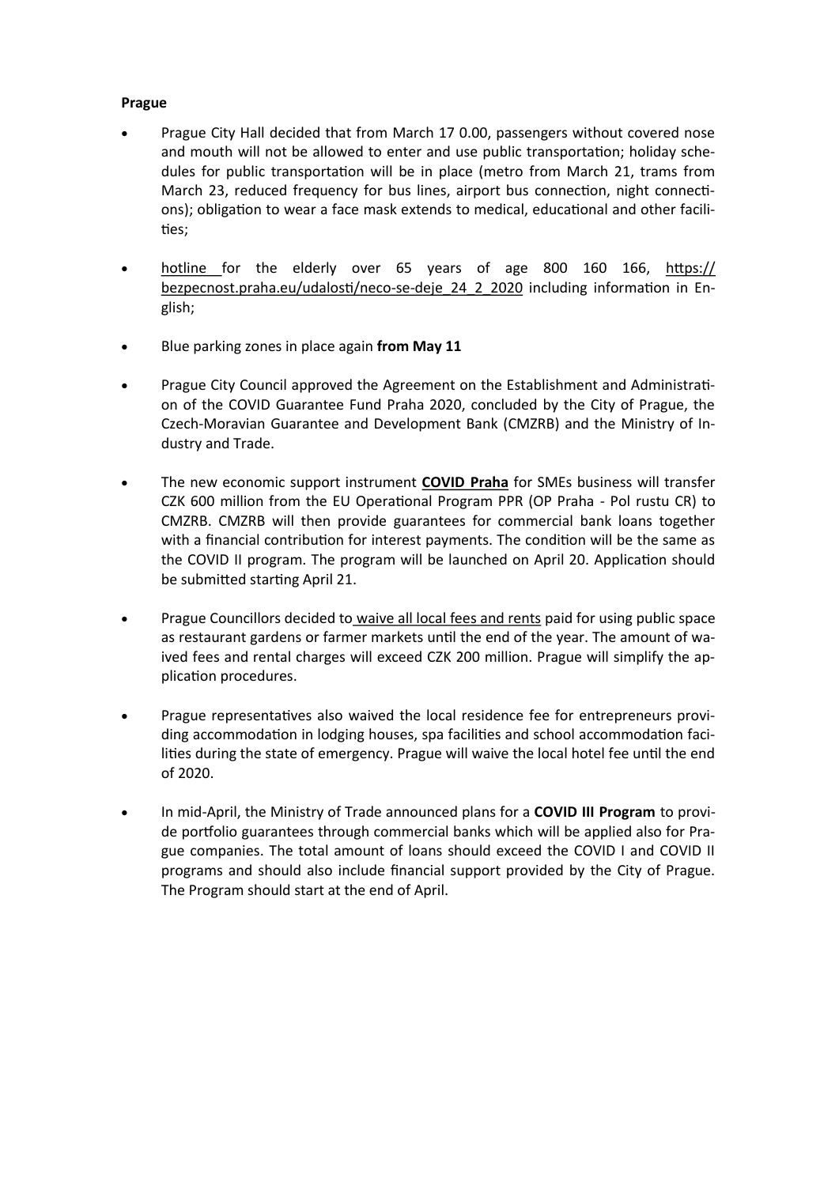**Prague**

- Prague City Hall decided that from March 17 0.00, passengers without covered nose and mouth will not be allowed to enter and use public transportation; holiday schedules for public transportation will be in place (metro from March 21, trams from March 23, reduced frequency for bus lines, airport bus connection, night connections); obligation to wear a face mask extends to medical, educational and other facilities;

- hotline for the elderly over 65 years of age 800 160 166, https://bezpecnost.praha.eu/udalosti/neco-se-deje_24_2_2020 including information in English;

- Blue parking zones in place again **from May 11**

- Prague City Council approved the Agreement on the Establishment and Administration of the COVID Guarantee Fund Praha 2020, concluded by the City of Prague, the Czech-Moravian Guarantee and Development Bank (CMZRB) and the Ministry of Industry and Trade.

- The new economic support instrument **COVID Praha** for SMEs business will transfer CZK 600 million from the EU Operational Program PPR (OP Praha - Pol rustu CR) to CMZRB. CMZRB will then provide guarantees for commercial bank loans together with a financial contribution for interest payments. The condition will be the same as the COVID II program. The program will be launched on April 20. Application should be submitted starting April 21.

- Prague Councillors decided to waive all local fees and rents paid for using public space as restaurant gardens or farmer markets until the end of the year. The amount of waived fees and rental charges will exceed CZK 200 million. Prague will simplify the application procedures.

- Prague representatives also waived the local residence fee for entrepreneurs providing accommodation in lodging houses, spa facilities and school accommodation facilities during the state of emergency. Prague will waive the local hotel fee until the end of 2020.

- In mid-April, the Ministry of Trade announced plans for a **COVID III Program** to provide portfolio guarantees through commercial banks which will be applied also for Prague companies. The total amount of loans should exceed the COVID I and COVID II programs and should also include financial support provided by the City of Prague. The Program should start at the end of April.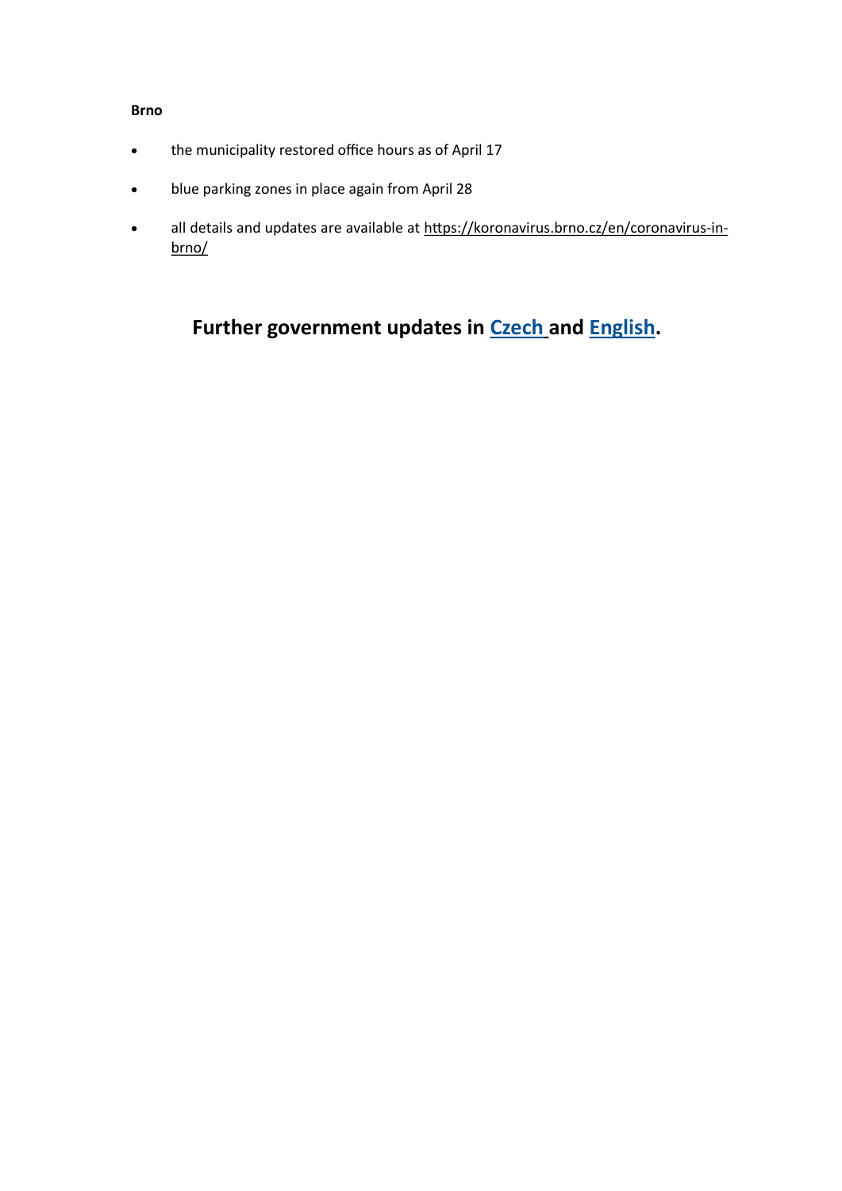**Brno**

- the municipality restored office hours as of April 17
- blue parking zones in place again from April 28
- all details and updates are available at https://koronavirus.brno.cz/en/coronavirus-in-brno/

**Further government updates in Czech and English.**